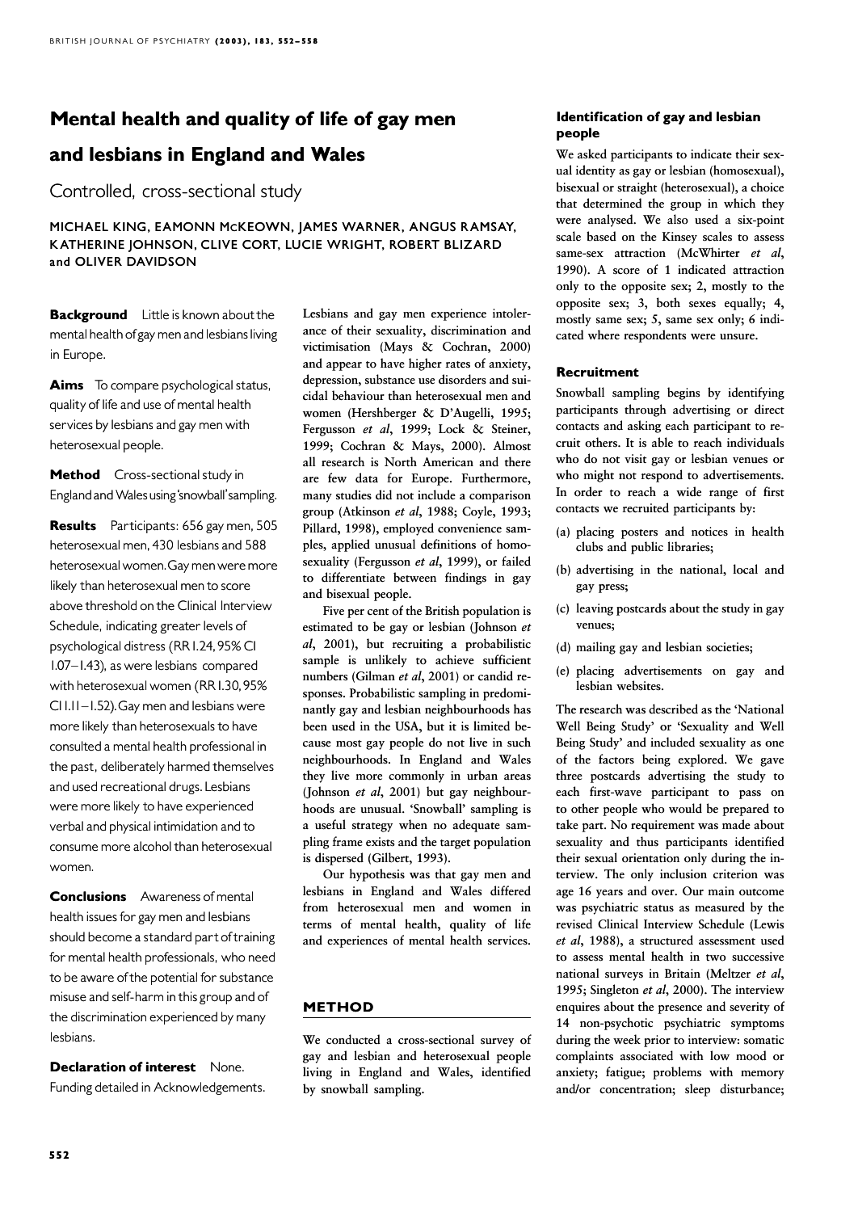# Mental health and quality of life of gay men and lesbians in England and Wales

## Controlled, cross-sectional study

MICHAEL KING, EAMONN McKEOWN, JAMES WARNER, ANGUS RAMSAY, KATHERINE JOHNSON, CLIVE CORT, LUCIE WRIGHT, ROBERT BLIZARD and OLIVER DAVIDSON

**Background** Little is known about the mental health of gay men and lesbians living in Europe.

**Aims** To compare psychological status, quality of life and use of mental health services by lesbians and gay men with heterosexual people.

**Method** Cross-sectional study in England and Wales using 'snowball' sampling.

**Results** Participants: 656 gay men, 505 heterosexual men, 430 lesbians and 588 heterosexual women. Gay men were more likely than heterosexual men to score above threshold on the Clinical Interview Schedule, indicating greater levels of psychological distress (RR 1.24, 95% CI 1.07–1.43), as were lesbians compared with heterosexual women (RR 1.30, 95% CI 1.11–1.52). Gay men and lesbians were more likely than heterosexuals to have consulted a mental health professional in the past, deliberately harmed themselves and used recreational drugs. Lesbians were more likely to have experienced verbal and physical intimidation and to consume more alcohol than heterosexual women.

**Conclusions** Awareness of mental health issues for gay men and lesbians should become a standard part of training for mental health professionals, who need to be aware of the potential for substance misuse and self-harm in this group and of the discrimination experienced by many lesbians.

**Declaration of interest** None. Funding detailed in Acknowledgements.

Lesbians and gay men experience intolerance of their sexuality, discrimination and victimisation (Mays & Cochran, 2000) and appear to have higher rates of anxiety, depression, substance use disorders and suicidal behaviour than heterosexual men and women (Hershberger & D'Augelli, 1995; Fergusson *et al*, 1999; Lock & Steiner, 1999; Cochran & Mays, 2000). Almost all research is North American and there are few data for Europe. Furthermore, many studies did not include a comparison group (Atkinson *et al*, 1988; Coyle, 1993; Pillard, 1998), employed convenience samples, applied unusual definitions of homosexuality (Fergusson *et al*, 1999), or failed to differentiate between findings in gay and bisexual people.

Five per cent of the British population is estimated to be gay or lesbian (Johnson *et al*, 2001), but recruiting a probabilistic sample is unlikely to achieve sufficient numbers (Gilman *et al*, 2001) or candid responses. Probabilistic sampling in predominantly gay and lesbian neighbourhoods has been used in the USA, but it is limited because most gay people do not live in such neighbourhoods. In England and Wales they live more commonly in urban areas (Johnson *et al*, 2001) but gay neighbourhoods are unusual. 'Snowball' sampling is a useful strategy when no adequate sampling frame exists and the target population is dispersed (Gilbert, 1993).

Our hypothesis was that gay men and lesbians in England and Wales differed from heterosexual men and women in terms of mental health, quality of life and experiences of mental health services.

## METHOD

We conducted a cross-sectional survey of gay and lesbian and heterosexual people living in England and Wales, identified by snowball sampling.

### Identification of gay and lesbian people

We asked participants to indicate their sexual identity as gay or lesbian (homosexual), bisexual or straight (heterosexual), a choice that determined the group in which they were analysed. We also used a six-point scale based on the Kinsey scales to assess same-sex attraction (McWhirter *et al*, 1990). A score of 1 indicated attraction only to the opposite sex; 2, mostly to the opposite sex; 3, both sexes equally; 4, mostly same sex; 5, same sex only; 6 indicated where respondents were unsure.

### Recruitment

Snowball sampling begins by identifying participants through advertising or direct contacts and asking each participant to recruit others. It is able to reach individuals who do not visit gay or lesbian venues or who might not respond to advertisements. In order to reach a wide range of first contacts we recruited participants by:

(a) placing posters and notices in health clubs and public libraries;

(b) advertising in the national, local and gay press;

(c) leaving postcards about the study in gay venues;

(d) mailing gay and lesbian societies;

(e) placing advertisements on gay and lesbian websites.

The research was described as the 'National Well Being Study' or 'Sexuality and Well Being Study' and included sexuality as one of the factors being explored. We gave three postcards advertising the study to each first-wave participant to pass on to other people who would be prepared to take part. No requirement was made about sexuality and thus participants identified their sexual orientation only during the interview. The only inclusion criterion was age 16 years and over. Our main outcome was psychiatric status as measured by the revised Clinical Interview Schedule (Lewis *et al*, 1988), a structured assessment used to assess mental health in two successive national surveys in Britain (Meltzer *et al*, 1995; Singleton *et al*, 2000). The interview enquires about the presence and severity of 14 non-psychotic psychiatric symptoms during the week prior to interview: somatic complaints associated with low mood or anxiety; fatigue; problems with memory and/or concentration; sleep disturbance;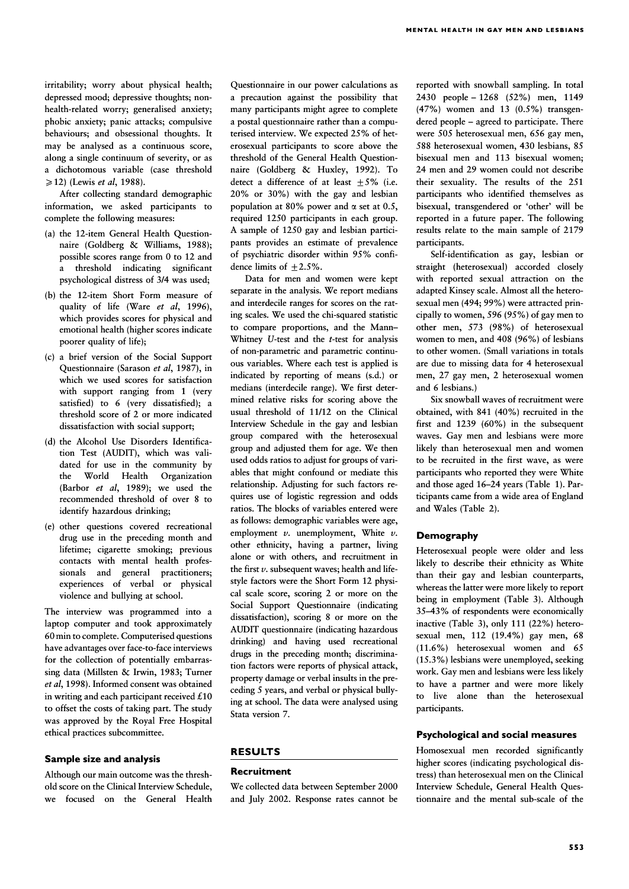irritability; worry about physical health; depressed mood; depressive thoughts; non-health-related worry; generalised anxiety; phobic anxiety; panic attacks; compulsive behaviours; and obsessional thoughts. It may be analysed as a continuous score, along a single continuum of severity, or as a dichotomous variable (case threshold $\geqslant$12) (Lewis *et al*, 1988).

After collecting standard demographic information, we asked participants to complete the following measures:

(a) the 12-item General Health Questionnaire (Goldberg & Williams, 1988); possible scores range from 0 to 12 and a threshold indicating significant psychological distress of 3/4 was used;

(b) the 12-item Short Form measure of quality of life (Ware *et al*, 1996), which provides scores for physical and emotional health (higher scores indicate poorer quality of life);

(c) a brief version of the Social Support Questionnaire (Sarason *et al*, 1987), in which we used scores for satisfaction with support ranging from 1 (very satisfied) to 6 (very dissatisfied); a threshold score of 2 or more indicated dissatisfaction with social support;

(d) the Alcohol Use Disorders Identification Test (AUDIT), which was validated for use in the community by the World Health Organization (Barbor *et al*, 1989); we used the recommended threshold of over 8 to identify hazardous drinking;

(e) other questions covered recreational drug use in the preceding month and lifetime; cigarette smoking; previous contacts with mental health professionals and general practitioners; experiences of verbal or physical violence and bullying at school.

The interview was programmed into a laptop computer and took approximately 60 min to complete. Computerised questions have advantages over face-to-face interviews for the collection of potentially embarrassing data (Millsten & Irwin, 1983; Turner *et al*, 1998). Informed consent was obtained in writing and each participant received £10 to offset the costs of taking part. The study was approved by the Royal Free Hospital ethical practices subcommittee.

### Sample size and analysis

Although our main outcome was the threshold score on the Clinical Interview Schedule, we focused on the General Health Questionnaire in our power calculations as a precaution against the possibility that many participants might agree to complete a postal questionnaire rather than a computerised interview. We expected 25% of heterosexual participants to score above the threshold of the General Health Questionnaire (Goldberg & Huxley, 1992). To detect a difference of at least $\pm$5% (i.e. 20% or 30%) with the gay and lesbian population at 80% power and $\alpha$ set at 0.5, required 1250 participants in each group. A sample of 1250 gay and lesbian participants provides an estimate of prevalence of psychiatric disorder within 95% confidence limits of $\pm$2.5%.

Data for men and women were kept separate in the analysis. We report medians and interdecile ranges for scores on the rating scales. We used the chi-squared statistic to compare proportions, and the Mann–Whitney *U*-test and the *t*-test for analysis of non-parametric and parametric continuous variables. Where each test is applied is indicated by reporting of means (s.d.) or medians (interdecile range). We first determined relative risks for scoring above the usual threshold of 11/12 on the Clinical Interview Schedule in the gay and lesbian group compared with the heterosexual group and adjusted them for age. We then used odds ratios to adjust for groups of variables that might confound or mediate this relationship. Adjusting for such factors requires use of logistic regression and odds ratios. The blocks of variables entered were as follows: demographic variables were age, employment *v.* unemployment, White *v.* other ethnicity, having a partner, living alone or with others, and recruitment in the first *v.* subsequent waves; health and lifestyle factors were the Short Form 12 physical scale score, scoring 2 or more on the Social Support Questionnaire (indicating dissatisfaction), scoring 8 or more on the AUDIT questionnaire (indicating hazardous drinking) and having used recreational drugs in the preceding month; discrimination factors were reports of physical attack, property damage or verbal insults in the preceding 5 years, and verbal or physical bullying at school. The data were analysed using Stata version 7.

## RESULTS

### Recruitment

We collected data between September 2000 and July 2002. Response rates cannot be reported with snowball sampling. In total 2430 people – 1268 (52%) men, 1149 (47%) women and 13 (0.5%) transgendered people – agreed to participate. There were 505 heterosexual men, 656 gay men, 588 heterosexual women, 430 lesbians, 85 bisexual men and 113 bisexual women; 24 men and 29 women could not describe their sexuality. The results of the 251 participants who identified themselves as bisexual, transgendered or 'other' will be reported in a future paper. The following results relate to the main sample of 2179 participants.

Self-identification as gay, lesbian or straight (heterosexual) accorded closely with reported sexual attraction on the adapted Kinsey scale. Almost all the heterosexual men (494; 99%) were attracted principally to women, 596 (95%) of gay men to other men, 573 (98%) of heterosexual women to men, and 408 (96%) of lesbians to other women. (Small variations in totals are due to missing data for 4 heterosexual men, 27 gay men, 2 heterosexual women and 6 lesbians.)

Six snowball waves of recruitment were obtained, with 841 (40%) recruited in the first and 1239 (60%) in the subsequent waves. Gay men and lesbians were more likely than heterosexual men and women to be recruited in the first wave, as were participants who reported they were White and those aged 16–24 years (Table 1). Participants came from a wide area of England and Wales (Table 2).

### Demography

Heterosexual people were older and less likely to describe their ethnicity as White than their gay and lesbian counterparts, whereas the latter were more likely to report being in employment (Table 3). Although 35–43% of respondents were economically inactive (Table 3), only 111 (22%) heterosexual men, 112 (19.4%) gay men, 68 (11.6%) heterosexual women and 65 (15.3%) lesbians were unemployed, seeking work. Gay men and lesbians were less likely to have a partner and were more likely to live alone than the heterosexual participants.

### Psychological and social measures

Homosexual men recorded significantly higher scores (indicating psychological distress) than heterosexual men on the Clinical Interview Schedule, General Health Questionnaire and the mental sub-scale of the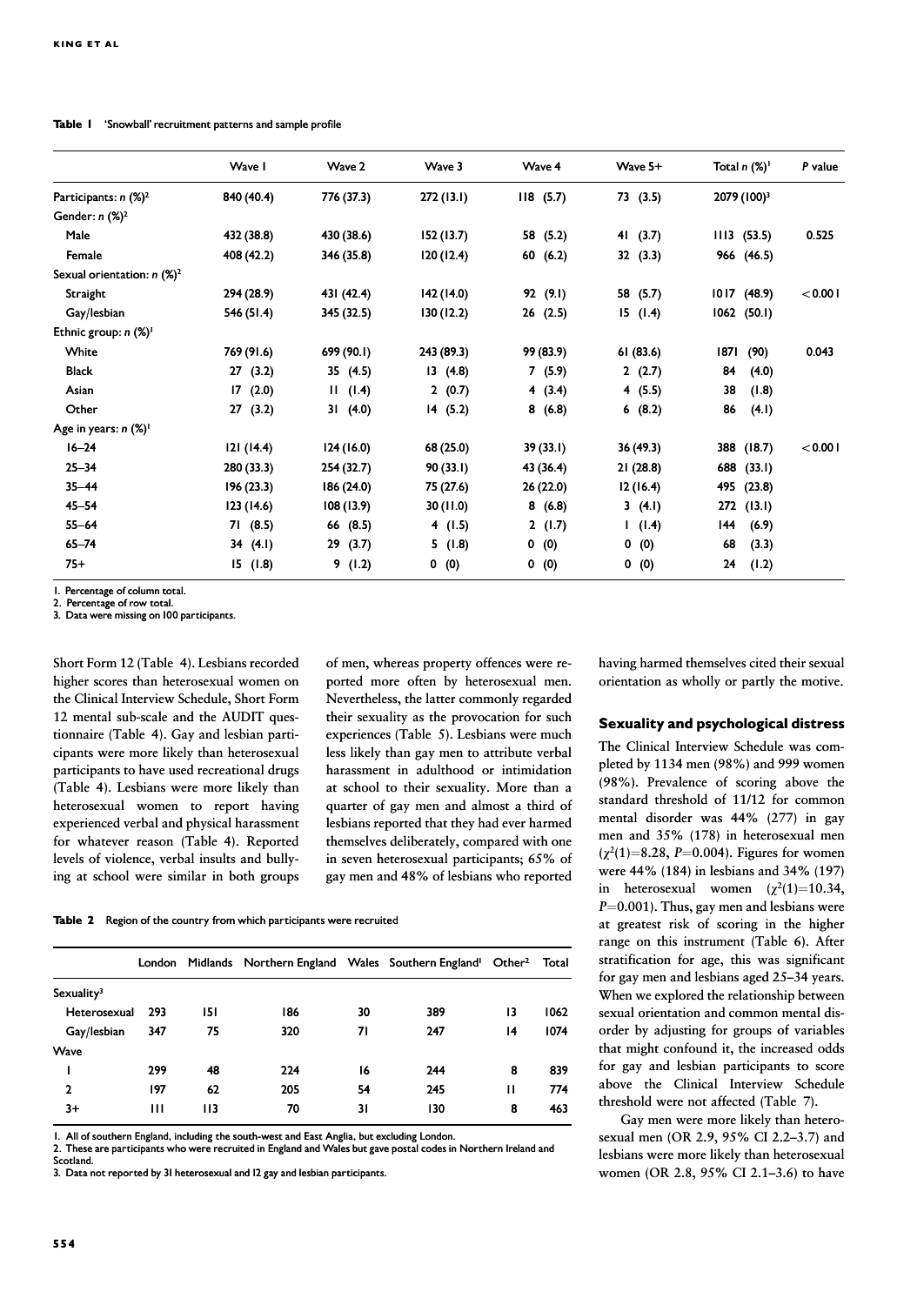**Table 1** 'Snowball' recruitment patterns and sample profile

| | Wave 1 | Wave 2 | Wave 3 | Wave 4 | Wave 5+ | Total n (%)[1] | P value |
|---|---|---|---|---|---|---|---|
| Participants: n (%)[2] | 840 (40.4) | 776 (37.3) | 272 (13.1) | 118 (5.7) | 73 (3.5) | 2079 (100)[3] | |
| Gender: n (%)[2] | | | | | | | |
| Male | 432 (38.8) | 430 (38.6) | 152 (13.7) | 58 (5.2) | 41 (3.7) | 1113 (53.5) | 0.525 |
| Female | 408 (42.2) | 346 (35.8) | 120 (12.4) | 60 (6.2) | 32 (3.3) | 966 (46.5) | |
| Sexual orientation: n (%)[2] | | | | | | | |
| Straight | 294 (28.9) | 431 (42.4) | 142 (14.0) | 92 (9.1) | 58 (5.7) | 1017 (48.9) | <0.001 |
| Gay/lesbian | 546 (51.4) | 345 (32.5) | 130 (12.2) | 26 (2.5) | 15 (1.4) | 1062 (50.1) | |
| Ethnic group: n (%)[1] | | | | | | | |
| White | 769 (91.6) | 699 (90.1) | 243 (89.3) | 99 (83.9) | 61 (83.6) | 1871 (90) | 0.043 |
| Black | 27 (3.2) | 35 (4.5) | 13 (4.8) | 7 (5.9) | 2 (2.7) | 84 (4.0) | |
| Asian | 17 (2.0) | 11 (1.4) | 2 (0.7) | 4 (3.4) | 4 (5.5) | 38 (1.8) | |
| Other | 27 (3.2) | 31 (4.0) | 14 (5.2) | 8 (6.8) | 6 (8.2) | 86 (4.1) | |
| Age in years: n (%)[1] | | | | | | | |
| 16–24 | 121 (14.4) | 124 (16.0) | 68 (25.0) | 39 (33.1) | 36 (49.3) | 388 (18.7) | <0.001 |
| 25–34 | 280 (33.3) | 254 (32.7) | 90 (33.1) | 43 (36.4) | 21 (28.8) | 688 (33.1) | |
| 35–44 | 196 (23.3) | 186 (24.0) | 75 (27.6) | 26 (22.0) | 12 (16.4) | 495 (23.8) | |
| 45–54 | 123 (14.6) | 108 (13.9) | 30 (11.0) | 8 (6.8) | 3 (4.1) | 272 (13.1) | |
| 55–64 | 71 (8.5) | 66 (8.5) | 4 (1.5) | 2 (1.7) | 1 (1.4) | 144 (6.9) | |
| 65–74 | 34 (4.1) | 29 (3.7) | 5 (1.8) | 0 (0) | 0 (0) | 68 (3.3) | |
| 75+ | 15 (1.8) | 9 (1.2) | 0 (0) | 0 (0) | 0 (0) | 24 (1.2) | |

1. Percentage of column total.
2. Percentage of row total.
3. Data were missing on 100 participants.

Short Form 12 (Table 4). Lesbians recorded higher scores than heterosexual women on the Clinical Interview Schedule, Short Form 12 mental sub-scale and the AUDIT questionnaire (Table 4). Gay and lesbian participants were more likely than heterosexual participants to have used recreational drugs (Table 4). Lesbians were more likely than heterosexual women to report having experienced verbal and physical harassment for whatever reason (Table 4). Reported levels of violence, verbal insults and bullying at school were similar in both groups of men, whereas property offences were reported more often by heterosexual men. Nevertheless, the latter commonly regarded their sexuality as the provocation for such experiences (Table 5). Lesbians were much less likely than gay men to attribute verbal harassment in adulthood or intimidation at school to their sexuality. More than a quarter of gay men and almost a third of lesbians reported that they had ever harmed themselves deliberately, compared with one in seven heterosexual participants; 65% of gay men and 48% of lesbians who reported having harmed themselves cited their sexual orientation as wholly or partly the motive.

**Table 2** Region of the country from which participants were recruited

| | London | Midlands | Northern England | Wales | Southern England[1] | Other[2] | Total |
|---|---|---|---|---|---|---|---|
| Sexuality[3] | | | | | | | |
| Heterosexual | 293 | 151 | 186 | 30 | 389 | 13 | 1062 |
| Gay/lesbian | 347 | 75 | 320 | 71 | 247 | 14 | 1074 |
| Wave | | | | | | | |
| 1 | 299 | 48 | 224 | 16 | 244 | 8 | 839 |
| 2 | 197 | 62 | 205 | 54 | 245 | 11 | 774 |
| 3+ | 111 | 113 | 70 | 31 | 130 | 8 | 463 |

1. All of southern England, including the south-west and East Anglia, but excluding London.
2. These are participants who were recruited in England and Wales but gave postal codes in Northern Ireland and Scotland.
3. Data not reported by 31 heterosexual and 12 gay and lesbian participants.

## Sexuality and psychological distress

The Clinical Interview Schedule was completed by 1134 men (98%) and 999 women (98%). Prevalence of scoring above the standard threshold of 11/12 for common mental disorder was 44% (277) in gay men and 35% (178) in heterosexual men ($\chi^2(1)=8.28$, $P=0.004$). Figures for women were 44% (184) in lesbians and 34% (197) in heterosexual women ($\chi^2(1)=10.34$, $P=0.001$). Thus, gay men and lesbians were at greatest risk of scoring in the higher range on this instrument (Table 6). After stratification for age, this was significant for gay men and lesbians aged 25–34 years. When we explored the relationship between sexual orientation and common mental disorder by adjusting for groups of variables that might confound it, the increased odds for gay and lesbian participants to score above the Clinical Interview Schedule threshold were not affected (Table 7).

Gay men were more likely than heterosexual men (OR 2.9, 95% CI 2.2–3.7) and lesbians were more likely than heterosexual women (OR 2.8, 95% CI 2.1–3.6) to have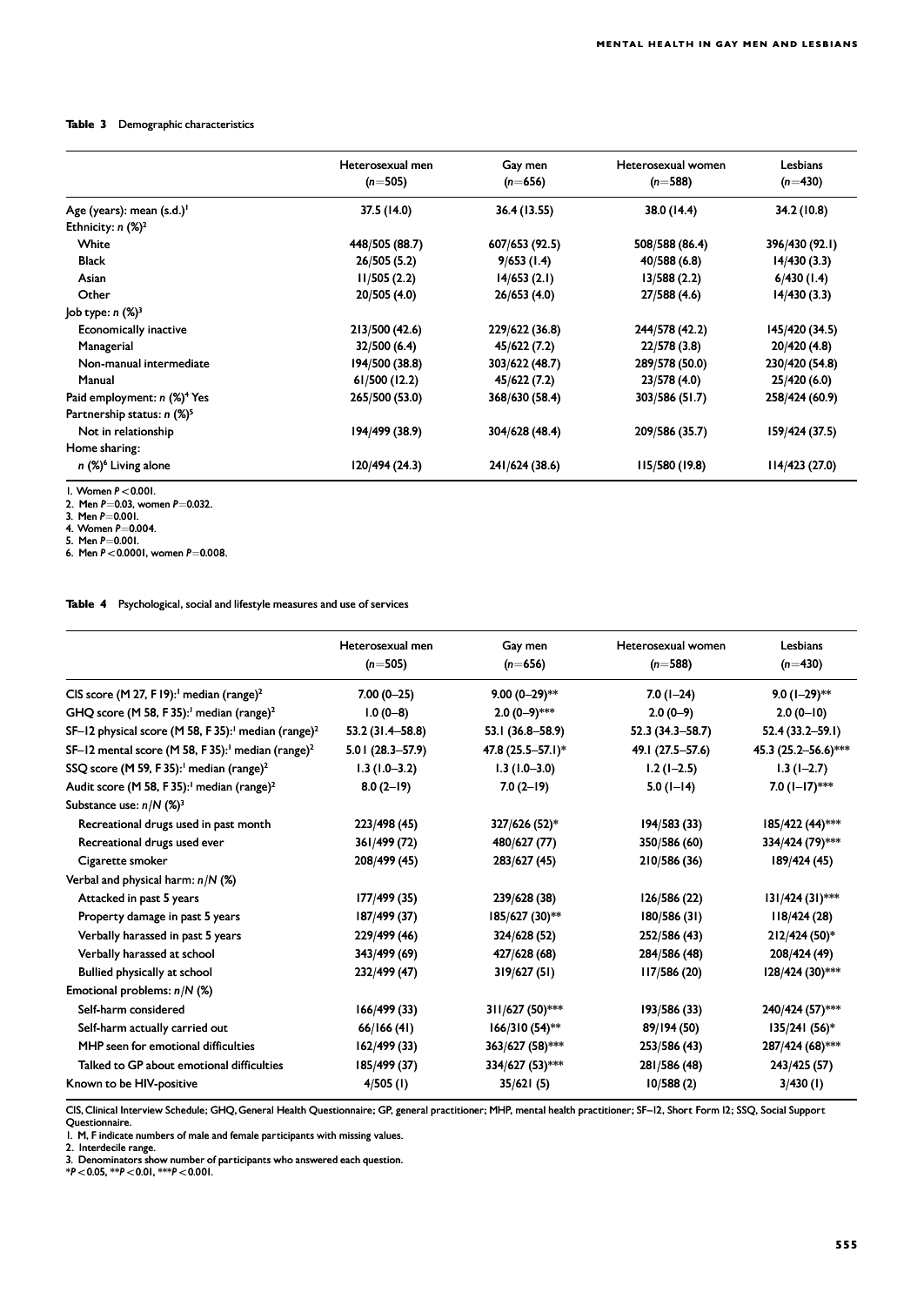**Table 3** Demographic characteristics

| | Heterosexual men ($n$=505) | Gay men ($n$=656) | Heterosexual women ($n$=588) | Lesbians ($n$=430) |
|---|---|---|---|---|
| Age (years): mean (s.d.)[1] | 37.5 (14.0) | 36.4 (13.55) | 38.0 (14.4) | 34.2 (10.8) |
| Ethnicity: $n$ (%)[2] | | | | |
| White | 448/505 (88.7) | 607/653 (92.5) | 508/588 (86.4) | 396/430 (92.1) |
| Black | 26/505 (5.2) | 9/653 (1.4) | 40/588 (6.8) | 14/430 (3.3) |
| Asian | 11/505 (2.2) | 14/653 (2.1) | 13/588 (2.2) | 6/430 (1.4) |
| Other | 20/505 (4.0) | 26/653 (4.0) | 27/588 (4.6) | 14/430 (3.3) |
| Job type: $n$ (%)[3] | | | | |
| Economically inactive | 213/500 (42.6) | 229/622 (36.8) | 244/578 (42.2) | 145/420 (34.5) |
| Managerial | 32/500 (6.4) | 45/622 (7.2) | 22/578 (3.8) | 20/420 (4.8) |
| Non-manual intermediate | 194/500 (38.8) | 303/622 (48.7) | 289/578 (50.0) | 230/420 (54.8) |
| Manual | 61/500 (12.2) | 45/622 (7.2) | 23/578 (4.0) | 25/420 (6.0) |
| Paid employment: $n$ (%)[4] Yes | 265/500 (53.0) | 368/630 (58.4) | 303/586 (51.7) | 258/424 (60.9) |
| Partnership status: $n$ (%)[5] | | | | |
| Not in relationship | 194/499 (38.9) | 304/628 (48.4) | 209/586 (35.7) | 159/424 (37.5) |
| Home sharing: | | | | |
| $n$ (%)[6] Living alone | 120/494 (24.3) | 241/624 (38.6) | 115/580 (19.8) | 114/423 (27.0) |

1. Women $P<0.001$.
2. Men $P$=0.03, women $P$=0.032.
3. Men $P$=0.001.
4. Women $P$=0.004.
5. Men $P$=0.001.
6. Men $P<0.0001$, women $P$=0.008.

**Table 4** Psychological, social and lifestyle measures and use of services

| | Heterosexual men ($n$=505) | Gay men ($n$=656) | Heterosexual women ($n$=588) | Lesbians ($n$=430) |
|---|---|---|---|---|
| CIS score (M 27, F 19):[1] median (range)[2] | 7.00 (0–25) | 9.00 (0–29)** | 7.0 (1–24) | 9.0 (1–29)** |
| GHQ score (M 58, F 35):[1] median (range)[2] | 1.0 (0–8) | 2.0 (0–9)*** | 2.0 (0–9) | 2.0 (0–10) |
| SF–12 physical score (M 58, F 35):[1] median (range)[2] | 53.2 (31.4–58.8) | 53.1 (36.8–58.9) | 52.3 (34.3–58.7) | 52.4 (33.2–59.1) |
| SF–12 mental score (M 58, F 35):[1] median (range)[2] | 5.01 (28.3–57.9) | 47.8 (25.5–57.1)* | 49.1 (27.5–57.6) | 45.3 (25.2–56.6)*** |
| SSQ score (M 59, F 35):[1] median (range)[2] | 1.3 (1.0–3.2) | 1.3 (1.0–3.0) | 1.2 (1–2.5) | 1.3 (1–2.7) |
| Audit score (M 58, F 35):[1] median (range)[2] | 8.0 (2–19) | 7.0 (2–19) | 5.0 (1–14) | 7.0 (1–17)*** |
| Substance use: $n/N$ (%)[3] | | | | |
| Recreational drugs used in past month | 223/498 (45) | 327/626 (52)* | 194/583 (33) | 185/422 (44)*** |
| Recreational drugs used ever | 361/499 (72) | 480/627 (77) | 350/586 (60) | 334/424 (79)*** |
| Cigarette smoker | 208/499 (45) | 283/627 (45) | 210/586 (36) | 189/424 (45) |
| Verbal and physical harm: $n/N$ (%) | | | | |
| Attacked in past 5 years | 177/499 (35) | 239/628 (38) | 126/586 (22) | 131/424 (31)*** |
| Property damage in past 5 years | 187/499 (37) | 185/627 (30)** | 180/586 (31) | 118/424 (28) |
| Verbally harassed in past 5 years | 229/499 (46) | 324/628 (52) | 252/586 (43) | 212/424 (50)* |
| Verbally harassed at school | 343/499 (69) | 427/628 (68) | 284/586 (48) | 208/424 (49) |
| Bullied physically at school | 232/499 (47) | 319/627 (51) | 117/586 (20) | 128/424 (30)*** |
| Emotional problems: $n/N$ (%) | | | | |
| Self-harm considered | 166/499 (33) | 311/627 (50)*** | 193/586 (33) | 240/424 (57)*** |
| Self-harm actually carried out | 66/166 (41) | 166/310 (54)** | 89/194 (50) | 135/241 (56)* |
| MHP seen for emotional difficulties | 162/499 (33) | 363/627 (58)*** | 253/586 (43) | 287/424 (68)*** |
| Talked to GP about emotional difficulties | 185/499 (37) | 334/627 (53)*** | 281/586 (48) | 243/425 (57) |
| Known to be HIV-positive | 4/505 (1) | 35/621 (5) | 10/588 (2) | 3/430 (1) |

CIS, Clinical Interview Schedule; GHQ, General Health Questionnaire; GP, general practitioner; MHP, mental health practitioner; SF–12, Short Form 12; SSQ, Social Support Questionnaire.
1. M, F indicate numbers of male and female participants with missing values.
2. Interdecile range.
3. Denominators show number of participants who answered each question.
*$P<0.05$, **$P<0.01$, ***$P<0.001$.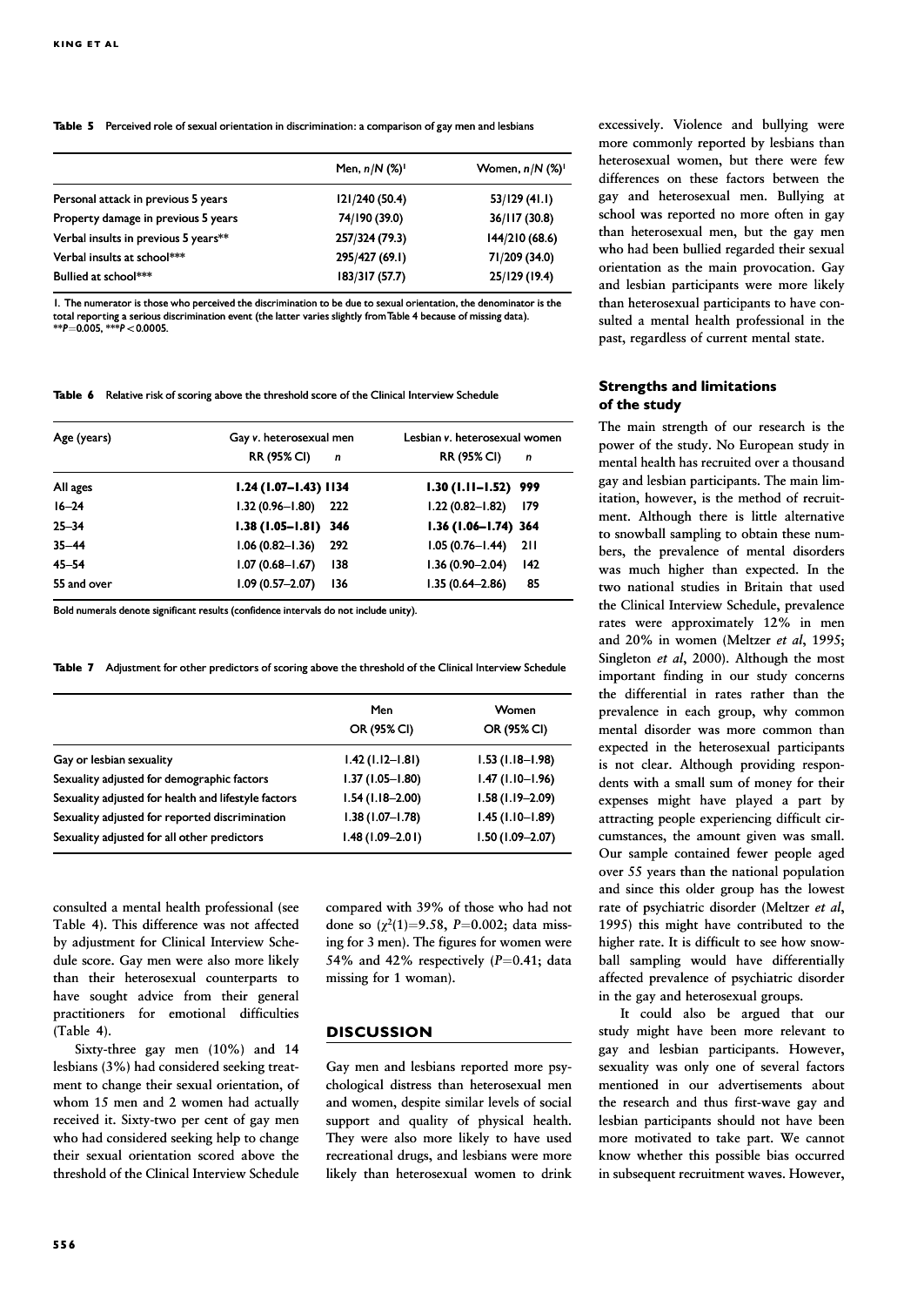**Table 5** Perceived role of sexual orientation in discrimination: a comparison of gay men and lesbians

| | Men, *n*/*N* (%)[1] | Women, *n*/*N* (%)[1] |
|---|---|---|
| Personal attack in previous 5 years | 121/240 (50.4) | 53/129 (41.1) |
| Property damage in previous 5 years | 74/190 (39.0) | 36/117 (30.8) |
| Verbal insults in previous 5 years** | 257/324 (79.3) | 144/210 (68.6) |
| Verbal insults at school*** | 295/427 (69.1) | 71/209 (34.0) |
| Bullied at school*** | 183/317 (57.7) | 25/129 (19.4) |

1. The numerator is those who perceived the discrimination to be due to sexual orientation, the denominator is the total reporting a serious discrimination event (the latter varies slightly from Table 4 because of missing data).
**$P$=0.005, ***$P<0.0005$.

**Table 6** Relative risk of scoring above the threshold score of the Clinical Interview Schedule

| Age (years) | Gay *v.* heterosexual men | | Lesbian *v.* heterosexual women | |
|---|---|---|---|---|
| | RR (95% CI) | *n* | RR (95% CI) | *n* |
| All ages | **1.24 (1.07–1.43)** | **1134** | **1.30 (1.11–1.52)** | **999** |
| 16–24 | 1.32 (0.96–1.80) | 222 | 1.22 (0.82–1.82) | 179 |
| 25–34 | **1.38 (1.05–1.81)** | **346** | **1.36 (1.06–1.74)** | **364** |
| 35–44 | 1.06 (0.82–1.36) | 292 | 1.05 (0.76–1.44) | 211 |
| 45–54 | 1.07 (0.68–1.67) | 138 | 1.36 (0.90–2.04) | 142 |
| 55 and over | 1.09 (0.57–2.07) | 136 | 1.35 (0.64–2.86) | 85 |

Bold numerals denote significant results (confidence intervals do not include unity).

**Table 7** Adjustment for other predictors of scoring above the threshold of the Clinical Interview Schedule

| | Men | Women |
|---|---|---|
| | OR (95% CI) | OR (95% CI) |
| Gay or lesbian sexuality | 1.42 (1.12–1.81) | 1.53 (1.18–1.98) |
| Sexuality adjusted for demographic factors | 1.37 (1.05–1.80) | 1.47 (1.10–1.96) |
| Sexuality adjusted for health and lifestyle factors | 1.54 (1.18–2.00) | 1.58 (1.19–2.09) |
| Sexuality adjusted for reported discrimination | 1.38 (1.07–1.78) | 1.45 (1.10–1.89) |
| Sexuality adjusted for all other predictors | 1.48 (1.09–2.01) | 1.50 (1.09–2.07) |

consulted a mental health professional (see Table 4). This difference was not affected by adjustment for Clinical Interview Schedule score. Gay men were also more likely than their heterosexual counterparts to have sought advice from their general practitioners for emotional difficulties (Table 4).

Sixty-three gay men (10%) and 14 lesbians (3%) had considered seeking treatment to change their sexual orientation, of whom 15 men and 2 women had actually received it. Sixty-two per cent of gay men who had considered seeking help to change their sexual orientation scored above the threshold of the Clinical Interview Schedule compared with 39% of those who had not done so ($\chi^2(1)=9.58$, $P=0.002$; data missing for 3 men). The figures for women were 54% and 42% respectively ($P=0.41$; data missing for 1 woman).

## DISCUSSION

Gay men and lesbians reported more psychological distress than heterosexual men and women, despite similar levels of social support and quality of physical health. They were also more likely to have used recreational drugs, and lesbians were more likely than heterosexual women to drink excessively. Violence and bullying were more commonly reported by lesbians than heterosexual women, but there were few differences on these factors between the gay and heterosexual men. Bullying at school was reported no more often in gay than heterosexual men, but the gay men who had been bullied regarded their sexual orientation as the main provocation. Gay and lesbian participants were more likely than heterosexual participants to have consulted a mental health professional in the past, regardless of current mental state.

### Strengths and limitations of the study

The main strength of our research is the power of the study. No European study in mental health has recruited over a thousand gay and lesbian participants. The main limitation, however, is the method of recruitment. Although there is little alternative to snowball sampling to obtain these numbers, the prevalence of mental disorders was much higher than expected. In the two national studies in Britain that used the Clinical Interview Schedule, prevalence rates were approximately 12% in men and 20% in women (Meltzer *et al*, 1995; Singleton *et al*, 2000). Although the most important finding in our study concerns the differential in rates rather than the prevalence in each group, why common mental disorder was more common than expected in the heterosexual participants is not clear. Although providing respondents with a small sum of money for their expenses might have played a part by attracting people experiencing difficult circumstances, the amount given was small. Our sample contained fewer people aged over 55 years than the national population and since this older group has the lowest rate of psychiatric disorder (Meltzer *et al*, 1995) this might have contributed to the higher rate. It is difficult to see how snowball sampling would have differentially affected prevalence of psychiatric disorder in the gay and heterosexual groups.

It could also be argued that our study might have been more relevant to gay and lesbian participants. However, sexuality was only one of several factors mentioned in our advertisements about the research and thus first-wave gay and lesbian participants should not have been more motivated to take part. We cannot know whether this possible bias occurred in subsequent recruitment waves. However,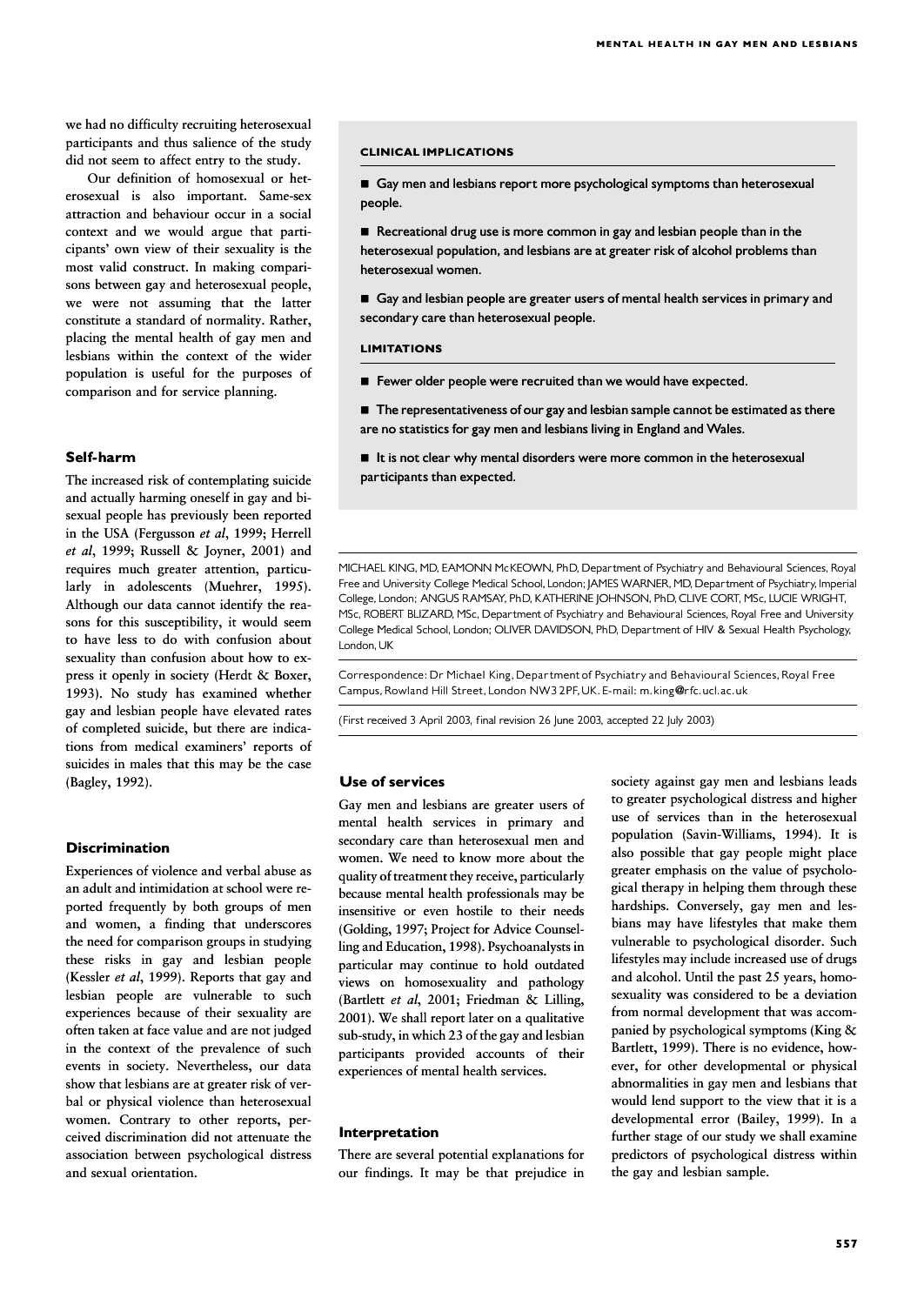we had no difficulty recruiting heterosexual participants and thus salience of the study did not seem to affect entry to the study.

Our definition of homosexual or heterosexual is also important. Same-sex attraction and behaviour occur in a social context and we would argue that participants' own view of their sexuality is the most valid construct. In making comparisons between gay and heterosexual people, we were not assuming that the latter constitute a standard of normality. Rather, placing the mental health of gay men and lesbians within the context of the wider population is useful for the purposes of comparison and for service planning.

### Self-harm

The increased risk of contemplating suicide and actually harming oneself in gay and bisexual people has previously been reported in the USA (Fergusson *et al*, 1999; Herrell *et al*, 1999; Russell & Joyner, 2001) and requires much greater attention, particularly in adolescents (Muehrer, 1995). Although our data cannot identify the reasons for this susceptibility, it would seem to have less to do with confusion about sexuality than confusion about how to express it openly in society (Herdt & Boxer, 1993). No study has examined whether gay and lesbian people have elevated rates of completed suicide, but there are indications from medical examiners' reports of suicides in males that this may be the case (Bagley, 1992).

### Discrimination

Experiences of violence and verbal abuse as an adult and intimidation at school were reported frequently by both groups of men and women, a finding that underscores the need for comparison groups in studying these risks in gay and lesbian people (Kessler *et al*, 1999). Reports that gay and lesbian people are vulnerable to such experiences because of their sexuality are often taken at face value and are not judged in the context of the prevalence of such events in society. Nevertheless, our data show that lesbians are at greater risk of verbal or physical violence than heterosexual women. Contrary to other reports, perceived discrimination did not attenuate the association between psychological distress and sexual orientation.

### Use of services

Gay men and lesbians are greater users of mental health services in primary and secondary care than heterosexual men and women. We need to know more about the quality of treatment they receive, particularly because mental health professionals may be insensitive or even hostile to their needs (Golding, 1997; Project for Advice Counselling and Education, 1998). Psychoanalysts in particular may continue to hold outdated views on homosexuality and pathology (Bartlett *et al*, 2001; Friedman & Lilling, 2001). We shall report later on a qualitative sub-study, in which 23 of the gay and lesbian participants provided accounts of their experiences of mental health services.

### Interpretation

There are several potential explanations for our findings. It may be that prejudice in society against gay men and lesbians leads to greater psychological distress and higher use of services than in the heterosexual population (Savin-Williams, 1994). It is also possible that gay people might place greater emphasis on the value of psychological therapy in helping them through these hardships. Conversely, gay men and lesbians may have lifestyles that make them vulnerable to psychological disorder. Such lifestyles may include increased use of drugs and alcohol. Until the past 25 years, homosexuality was considered to be a deviation from normal development that was accompanied by psychological symptoms (King & Bartlett, 1999). There is no evidence, however, for other developmental or physical abnormalities in gay men and lesbians that would lend support to the view that it is a developmental error (Bailey, 1999). In a further stage of our study we shall examine predictors of psychological distress within the gay and lesbian sample.

#### CLINICAL IMPLICATIONS

- Gay men and lesbians report more psychological symptoms than heterosexual people.
- Recreational drug use is more common in gay and lesbian people than in the heterosexual population, and lesbians are at greater risk of alcohol problems than heterosexual women.
- Gay and lesbian people are greater users of mental health services in primary and secondary care than heterosexual people.

#### LIMITATIONS

- Fewer older people were recruited than we would have expected.
- The representativeness of our gay and lesbian sample cannot be estimated as there are no statistics for gay men and lesbians living in England and Wales.
- It is not clear why mental disorders were more common in the heterosexual participants than expected.

MICHAEL KING, MD, EAMONN McKEOWN, PhD, Department of Psychiatry and Behavioural Sciences, Royal Free and University College Medical School, London; JAMES WARNER, MD, Department of Psychiatry, Imperial College, London; ANGUS RAMSAY, PhD, KATHERINE JOHNSON, PhD, CLIVE CORT, MSc, LUCIE WRIGHT, MSc, ROBERT BLIZARD, MSc, Department of Psychiatry and Behavioural Sciences, Royal Free and University College Medical School, London; OLIVER DAVIDSON, PhD, Department of HIV & Sexual Health Psychology, London, UK

Correspondence: Dr Michael King, Department of Psychiatry and Behavioural Sciences, Royal Free Campus, Rowland Hill Street, London NW3 2PF, UK. E-mail: m.king@rfc.ucl.ac.uk

(First received 3 April 2003, final revision 26 June 2003, accepted 22 July 2003)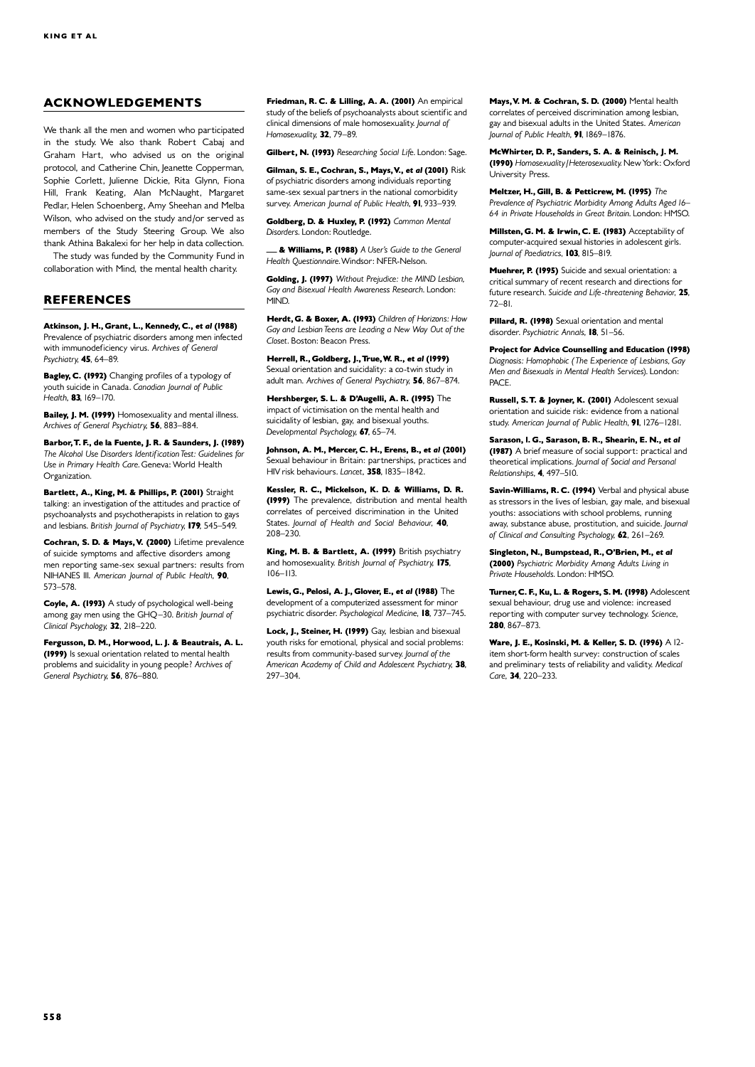## ACKNOWLEDGEMENTS

We thank all the men and women who participated in the study. We also thank Robert Cabaj and Graham Hart, who advised us on the original protocol, and Catherine Chin, Jeanette Copperman, Sophie Corlett, Julienne Dickie, Rita Glynn, Fiona Hill, Frank Keating, Alan McNaught, Margaret Pedlar, Helen Schoenberg, Amy Sheehan and Melba Wilson, who advised on the study and/or served as members of the Study Steering Group. We also thank Athina Bakalexi for her help in data collection.

The study was funded by the Community Fund in collaboration with Mind, the mental health charity.

## REFERENCES

**Atkinson, J. H., Grant, L., Kennedy, C., *et al* (1988)** Prevalence of psychiatric disorders among men infected with immunodeficiency virus. *Archives of General Psychiatry*, **45**, 64–89.

**Bagley, C. (1992)** Changing profiles of a typology of youth suicide in Canada. *Canadian Journal of Public Health*, **83**, 169–170.

**Bailey, J. M. (1999)** Homosexuality and mental illness. *Archives of General Psychiatry*, **56**, 883–884.

**Barbor, T. F., de la Fuente, J. R. & Saunders, J. (1989)** *The Alcohol Use Disorders Identification Test: Guidelines for Use in Primary Health Care*. Geneva: World Health Organization.

**Bartlett, A., King, M. & Phillips, P. (2001)** Straight talking: an investigation of the attitudes and practice of psychoanalysts and psychotherapists in relation to gays and lesbians. *British Journal of Psychiatry*, **179**, 545–549.

**Cochran, S. D. & Mays, V. (2000)** Lifetime prevalence of suicide symptoms and affective disorders among men reporting same-sex sexual partners: results from NIHANES III. *American Journal of Public Health*, **90**, 573–578.

**Coyle, A. (1993)** A study of psychological well-being among gay men using the GHQ–30. *British Journal of Clinical Psychology*, **32**, 218–220.

**Fergusson, D. M., Horwood, L. J. & Beautrais, A. L. (1999)** Is sexual orientation related to mental health problems and suicidality in young people? *Archives of General Psychiatry*, **56**, 876–880.

**Friedman, R. C. & Lilling, A. A. (2001)** An empirical study of the beliefs of psychoanalysts about scientific and clinical dimensions of male homosexuality. *Journal of Homosexuality*, **32**, 79–89.

**Gilbert, N. (1993)** *Researching Social Life*. London: Sage.

**Gilman, S. E., Cochran, S., Mays, V., *et al* (2001)** Risk of psychiatric disorders among individuals reporting same-sex sexual partners in the national comorbidity survey. *American Journal of Public Health*, **91**, 933–939.

**Goldberg, D. & Huxley, P. (1992)** *Common Mental Disorders*. London: Routledge.

**___ & Williams, P. (1988)** *A User's Guide to the General Health Questionnaire*. Windsor: NFER-Nelson.

**Golding, J. (1997)** *Without Prejudice: the MIND Lesbian, Gay and Bisexual Health Awareness Research*. London: MIND.

**Herdt, G. & Boxer, A. (1993)** *Children of Horizons: How Gay and Lesbian Teens are Leading a New Way Out of the Closet*. Boston: Beacon Press.

**Herrell, R., Goldberg, J., True, W. R., *et al* (1999)** Sexual orientation and suicidality: a co-twin study in adult man. *Archives of General Psychiatry*, **56**, 867–874.

**Hershberger, S. L. & D'Augelli, A. R. (1995)** The impact of victimisation on the mental health and suicidality of lesbian, gay, and bisexual youths. *Developmental Psychology*, **67**, 65–74.

**Johnson, A. M., Mercer, C. H., Erens, B., *et al* (2001)** Sexual behaviour in Britain: partnerships, practices and HIV risk behaviours. *Lancet*, **358**, 1835–1842.

**Kessler, R. C., Mickelson, K. D. & Williams, D. R. (1999)** The prevalence, distribution and mental health correlates of perceived discrimination in the United States. *Journal of Health and Social Behaviour*, **40**, 208–230.

**King, M. B. & Bartlett, A. (1999)** British psychiatry and homosexuality. *British Journal of Psychiatry*, **175**, 106–113.

**Lewis, G., Pelosi, A. J., Glover, E., *et al* (1988)** The development of a computerized assessment for minor psychiatric disorder. *Psychological Medicine*, **18**, 737–745.

**Lock, J., Steiner, H. (1999)** Gay, lesbian and bisexual youth risks for emotional, physical and social problems: results from community-based survey. *Journal of the American Academy of Child and Adolescent Psychiatry*, **38**, 297–304.

**Mays, V. M. & Cochran, S. D. (2000)** Mental health correlates of perceived discrimination among lesbian, gay and bisexual adults in the United States. *American Journal of Public Health*, **91**, 1869–1876.

**McWhirter, D. P., Sanders, S. A. & Reinisch, J. M. (1990)** *Homosexuality/Heterosexuality*. New York: Oxford University Press.

**Meltzer, H., Gill, B. & Petticrew, M. (1995)** *The Prevalence of Psychiatric Morbidity Among Adults Aged 16–64 in Private Households in Great Britain*. London: HMSO.

**Millsten, G. M. & Irwin, C. E. (1983)** Acceptability of computer-acquired sexual histories in adolescent girls. *Journal of Paediatrics*, **103**, 815–819.

**Muehrer, P. (1995)** Suicide and sexual orientation: a critical summary of recent research and directions for future research. *Suicide and Life-threatening Behavior*, **25**, 72–81.

**Pillard, R. (1998)** Sexual orientation and mental disorder. *Psychiatric Annals*, **18**, 51–56.

**Project for Advice Counselling and Education (1998)** *Diagnosis: Homophobic (The Experience of Lesbians, Gay Men and Bisexuals in Mental Health Services)*. London: PACE.

**Russell, S. T. & Joyner, K. (2001)** Adolescent sexual orientation and suicide risk: evidence from a national study. *American Journal of Public Health*, **91**, 1276–1281.

**Sarason, I. G., Sarason, B. R., Shearin, E. N., *et al* (1987)** A brief measure of social support: practical and theoretical implications. *Journal of Social and Personal Relationships*, **4**, 497–510.

**Savin-Williams, R. C. (1994)** Verbal and physical abuse as stressors in the lives of lesbian, gay male, and bisexual youths: associations with school problems, running away, substance abuse, prostitution, and suicide. *Journal of Clinical and Consulting Psychology*, **62**, 261–269.

**Singleton, N., Bumpstead, R., O'Brien, M., *et al* (2000)** *Psychiatric Morbidity Among Adults Living in Private Households*. London: HMSO.

**Turner, C. F., Ku, L. & Rogers, S. M. (1998)** Adolescent sexual behaviour, drug use and violence: increased reporting with computer survey technology. *Science*, **280**, 867–873.

**Ware, J. E., Kosinski, M. & Keller, S. D. (1996)** A 12-item short-form health survey: construction of scales and preliminary tests of reliability and validity. *Medical Care*, **34**, 220–233.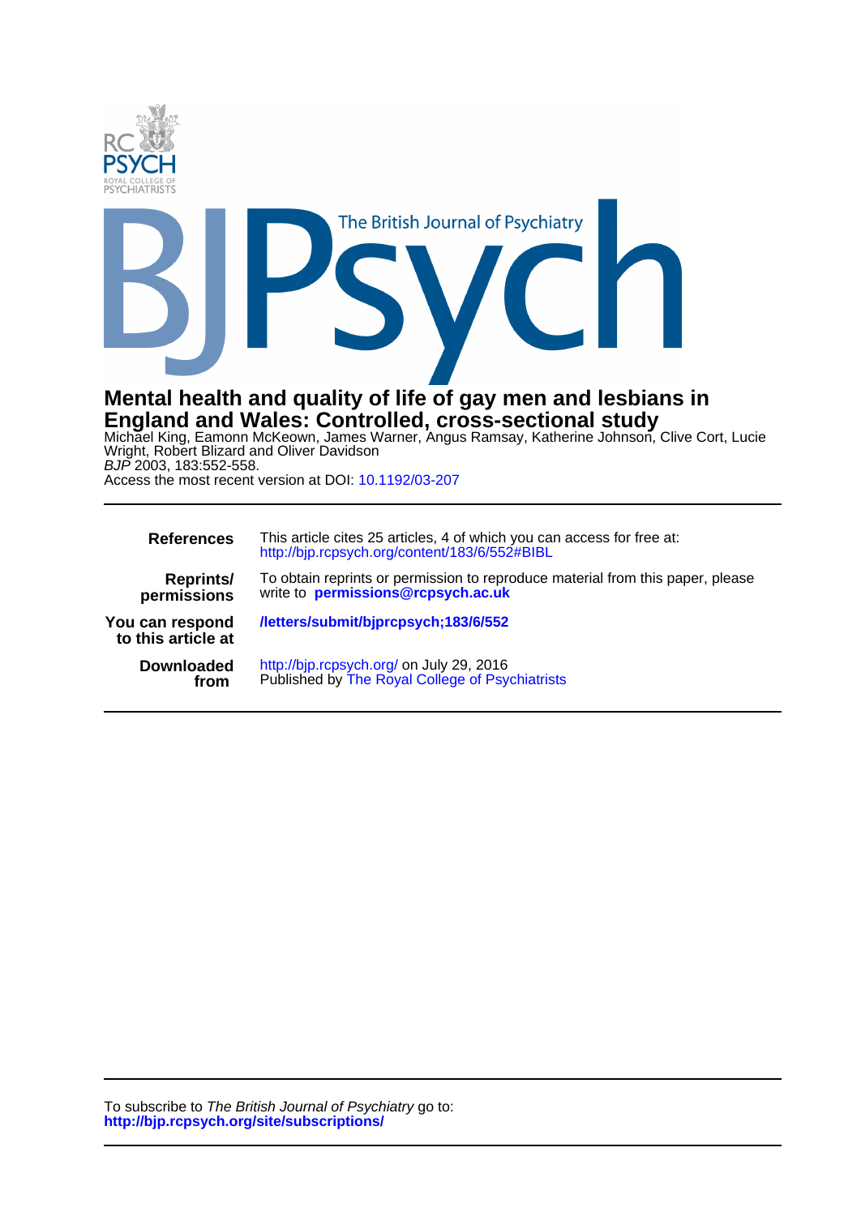# Mental health and quality of life of gay men and lesbians in England and Wales: Controlled, cross-sectional study

Michael King, Eamonn McKeown, James Warner, Angus Ramsay, Katherine Johnson, Clive Cort, Lucie Wright, Robert Blizard and Oliver Davidson

*BJP* 2003, 183:552-558.

Access the most recent version at DOI: 10.1192/03-207

| | |
|---|---|
| **References** | This article cites 25 articles, 4 of which you can access for free at: http://bjp.rcpsych.org/content/183/6/552#BIBL |
| **Reprints/ permissions** | To obtain reprints or permission to reproduce material from this paper, please write to **permissions@rcpsych.ac.uk** |
| **You can respond to this article at** | **/letters/submit/bjprcpsych;183/6/552** |
| **Downloaded from** | http://bjp.rcpsych.org/ on July 29, 2016 Published by The Royal College of Psychiatrists |

To subscribe to *The British Journal of Psychiatry* go to:
**http://bjp.rcpsych.org/site/subscriptions/**